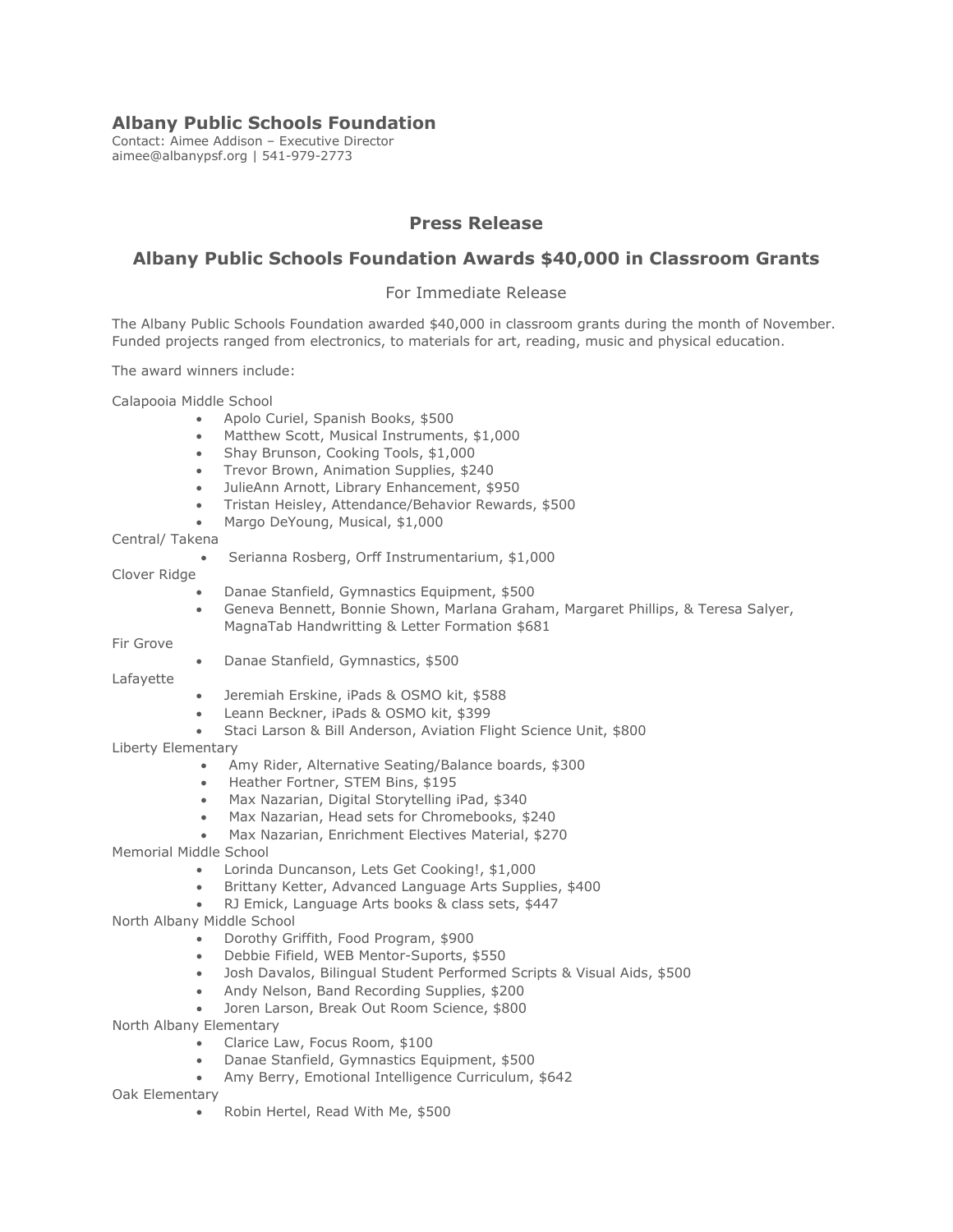## Albany Public Schools Foundation

Contact: Aimee Addison – Executive Director
aimee@albanypsf.org | 541-979-2773

### Press Release

### Albany Public Schools Foundation Awards $40,000 in Classroom Grants

For Immediate Release

The Albany Public Schools Foundation awarded $40,000 in classroom grants during the month of November. Funded projects ranged from electronics, to materials for art, reading, music and physical education.

The award winners include:

Calapooia Middle School

- Apolo Curiel, Spanish Books, $500
- Matthew Scott, Musical Instruments, $1,000
- Shay Brunson, Cooking Tools, $1,000
- Trevor Brown, Animation Supplies, $240
- JulieAnn Arnott, Library Enhancement, $950
- Tristan Heisley, Attendance/Behavior Rewards, $500
- Margo DeYoung, Musical, $1,000

Central/ Takena

- Serianna Rosberg, Orff Instrumentarium, $1,000

Clover Ridge

- Danae Stanfield, Gymnastics Equipment, $500
- Geneva Bennett, Bonnie Shown, Marlana Graham, Margaret Phillips, & Teresa Salyer, MagnaTab Handwritting & Letter Formation $681

Fir Grove

- Danae Stanfield, Gymnastics, $500

Lafayette

- Jeremiah Erskine, iPads & OSMO kit, $588
- Leann Beckner, iPads & OSMO kit, $399
- Staci Larson & Bill Anderson, Aviation Flight Science Unit, $800

Liberty Elementary

- Amy Rider, Alternative Seating/Balance boards, $300
- Heather Fortner, STEM Bins, $195
- Max Nazarian, Digital Storytelling iPad, $340
- Max Nazarian, Head sets for Chromebooks, $240
- Max Nazarian, Enrichment Electives Material, $270

Memorial Middle School

- Lorinda Duncanson, Lets Get Cooking!, $1,000
- Brittany Ketter, Advanced Language Arts Supplies, $400
- RJ Emick, Language Arts books & class sets, $447

North Albany Middle School

- Dorothy Griffith, Food Program, $900
- Debbie Fifield, WEB Mentor-Suports, $550
- Josh Davalos, Bilingual Student Performed Scripts & Visual Aids, $500
- Andy Nelson, Band Recording Supplies, $200
- Joren Larson, Break Out Room Science, $800

North Albany Elementary

- Clarice Law, Focus Room, $100
- Danae Stanfield, Gymnastics Equipment, $500
- Amy Berry, Emotional Intelligence Curriculum, $642

Oak Elementary

- Robin Hertel, Read With Me, $500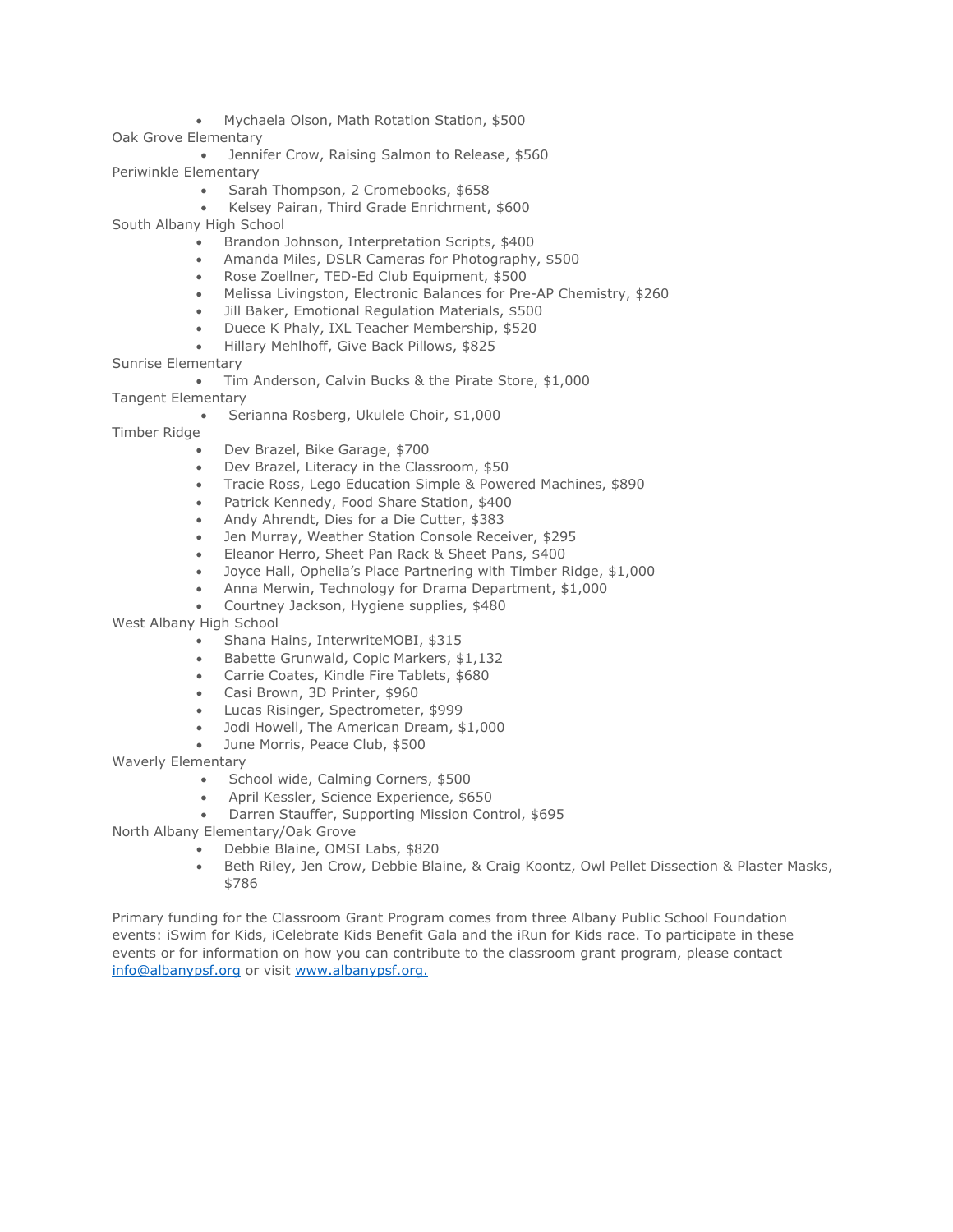- Mychaela Olson, Math Rotation Station, $500

Oak Grove Elementary

- Jennifer Crow, Raising Salmon to Release, $560

Periwinkle Elementary

- Sarah Thompson, 2 Cromebooks, $658
- Kelsey Pairan, Third Grade Enrichment, $600

South Albany High School

- Brandon Johnson, Interpretation Scripts, $400
- Amanda Miles, DSLR Cameras for Photography, $500
- Rose Zoellner, TED-Ed Club Equipment, $500
- Melissa Livingston, Electronic Balances for Pre-AP Chemistry, $260
- Jill Baker, Emotional Regulation Materials, $500
- Duece K Phaly, IXL Teacher Membership, $520
- Hillary Mehlhoff, Give Back Pillows, $825

Sunrise Elementary

- Tim Anderson, Calvin Bucks & the Pirate Store, $1,000

Tangent Elementary

- Serianna Rosberg, Ukulele Choir, $1,000

Timber Ridge

- Dev Brazel, Bike Garage, $700
- Dev Brazel, Literacy in the Classroom, $50
- Tracie Ross, Lego Education Simple & Powered Machines, $890
- Patrick Kennedy, Food Share Station, $400
- Andy Ahrendt, Dies for a Die Cutter, $383
- Jen Murray, Weather Station Console Receiver, $295
- Eleanor Herro, Sheet Pan Rack & Sheet Pans, $400
- Joyce Hall, Ophelia's Place Partnering with Timber Ridge, $1,000
- Anna Merwin, Technology for Drama Department, $1,000
- Courtney Jackson, Hygiene supplies, $480

West Albany High School

- Shana Hains, InterwriteMOBI, $315
- Babette Grunwald, Copic Markers, $1,132
- Carrie Coates, Kindle Fire Tablets, $680
- Casi Brown, 3D Printer, $960
- Lucas Risinger, Spectrometer, $999
- Jodi Howell, The American Dream, $1,000
- June Morris, Peace Club, $500

Waverly Elementary

- School wide, Calming Corners, $500
- April Kessler, Science Experience, $650
- Darren Stauffer, Supporting Mission Control, $695

North Albany Elementary/Oak Grove

- Debbie Blaine, OMSI Labs, $820
- Beth Riley, Jen Crow, Debbie Blaine, & Craig Koontz, Owl Pellet Dissection & Plaster Masks, $786

Primary funding for the Classroom Grant Program comes from three Albany Public School Foundation events: iSwim for Kids, iCelebrate Kids Benefit Gala and the iRun for Kids race. To participate in these events or for information on how you can contribute to the classroom grant program, please contact info@albanypsf.org or visit www.albanypsf.org.